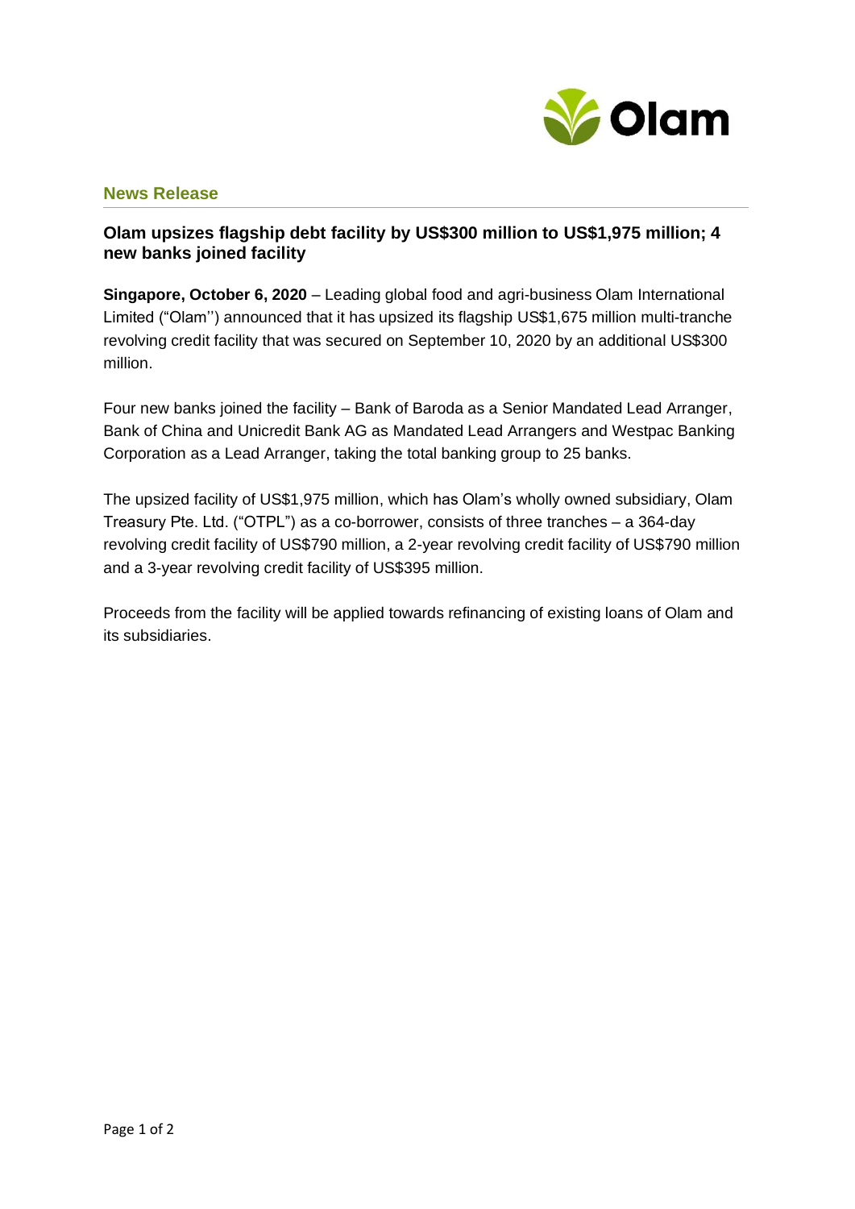**News Release**

## Olam upsizes flagship debt facility by US$300 million to US$1,975 million; 4 new banks joined facility

**Singapore, October 6, 2020** – Leading global food and agri-business Olam International Limited ("Olam'') announced that it has upsized its flagship US$1,675 million multi-tranche revolving credit facility that was secured on September 10, 2020 by an additional US$300 million.

Four new banks joined the facility – Bank of Baroda as a Senior Mandated Lead Arranger, Bank of China and Unicredit Bank AG as Mandated Lead Arrangers and Westpac Banking Corporation as a Lead Arranger, taking the total banking group to 25 banks.

The upsized facility of US$1,975 million, which has Olam's wholly owned subsidiary, Olam Treasury Pte. Ltd. ("OTPL") as a co-borrower, consists of three tranches – a 364-day revolving credit facility of US$790 million, a 2-year revolving credit facility of US$790 million and a 3-year revolving credit facility of US$395 million.

Proceeds from the facility will be applied towards refinancing of existing loans of Olam and its subsidiaries.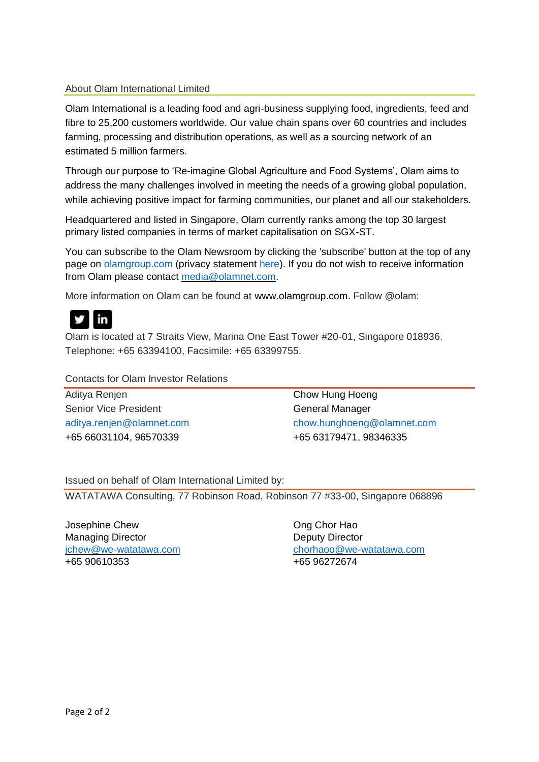## About Olam International Limited

Olam International is a leading food and agri-business supplying food, ingredients, feed and fibre to 25,200 customers worldwide. Our value chain spans over 60 countries and includes farming, processing and distribution operations, as well as a sourcing network of an estimated 5 million farmers.

Through our purpose to 'Re-imagine Global Agriculture and Food Systems', Olam aims to address the many challenges involved in meeting the needs of a growing global population, while achieving positive impact for farming communities, our planet and all our stakeholders.

Headquartered and listed in Singapore, Olam currently ranks among the top 30 largest primary listed companies in terms of market capitalisation on SGX-ST.

You can subscribe to the Olam Newsroom by clicking the 'subscribe' button at the top of any page on olamgroup.com (privacy statement here). If you do not wish to receive information from Olam please contact media@olamnet.com.

More information on Olam can be found at www.olamgroup.com. Follow @olam:

Olam is located at 7 Straits View, Marina One East Tower #20-01, Singapore 018936. Telephone: +65 63394100, Facsimile: +65 63399755.

## Contacts for Olam Investor Relations

| | |
|---|---|
| Aditya Renjen | Chow Hung Hoeng |
| Senior Vice President | General Manager |
| aditya.renjen@olamnet.com | chow.hunghoeng@olamnet.com |
| +65 66031104, 96570339 | +65 63179471, 98346335 |

## Issued on behalf of Olam International Limited by:

WATATAWA Consulting, 77 Robinson Road, Robinson 77 #33-00, Singapore 068896

| | |
|---|---|
| Josephine Chew | Ong Chor Hao |
| Managing Director | Deputy Director |
| jchew@we-watatawa.com | chorhaoo@we-watatawa.com |
| +65 90610353 | +65 96272674 |